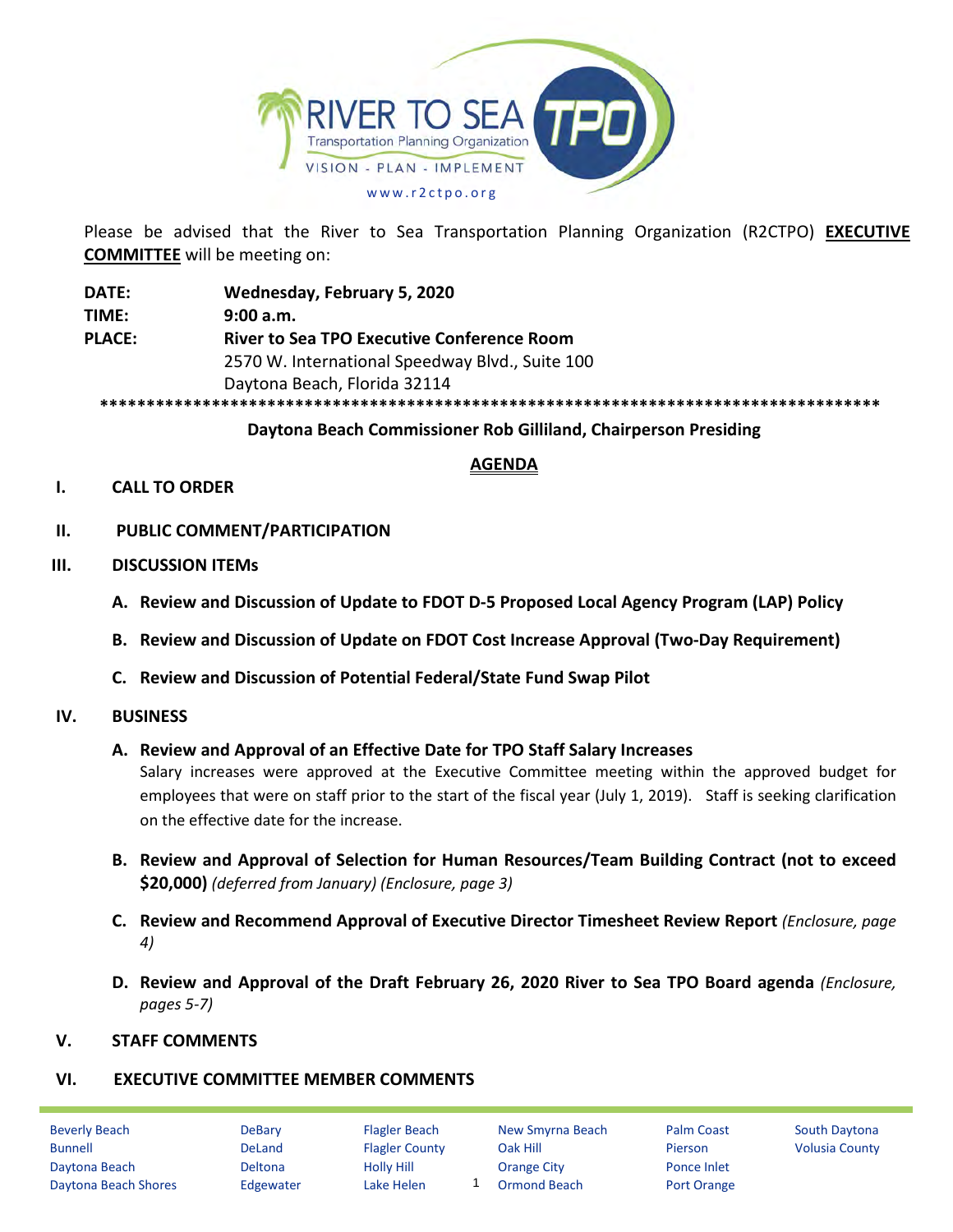RIVER TO SEA TPO
Transportation Planning Organization
VISION - PLAN - IMPLEMENT
www.r2ctpo.org

Please be advised that the River to Sea Transportation Planning Organization (R2CTPO) **EXECUTIVE COMMITTEE** will be meeting on:

**DATE:** **Wednesday, February 5, 2020**
**TIME:** **9:00 a.m.**
**PLACE:** **River to Sea TPO Executive Conference Room**
2570 W. International Speedway Blvd., Suite 100
Daytona Beach, Florida 32114

**************************************************************************************

**Daytona Beach Commissioner Rob Gilliland, Chairperson Presiding**

## AGENDA

**I. CALL TO ORDER**

**II. PUBLIC COMMENT/PARTICIPATION**

**III. DISCUSSION ITEMs**

**A. Review and Discussion of Update to FDOT D-5 Proposed Local Agency Program (LAP) Policy**

**B. Review and Discussion of Update on FDOT Cost Increase Approval (Two-Day Requirement)**

**C. Review and Discussion of Potential Federal/State Fund Swap Pilot**

**IV. BUSINESS**

**A. Review and Approval of an Effective Date for TPO Staff Salary Increases**
Salary increases were approved at the Executive Committee meeting within the approved budget for employees that were on staff prior to the start of the fiscal year (July 1, 2019). Staff is seeking clarification on the effective date for the increase.

**B. Review and Approval of Selection for Human Resources/Team Building Contract (not to exceed $20,000)** *(deferred from January) (Enclosure, page 3)*

**C. Review and Recommend Approval of Executive Director Timesheet Review Report** *(Enclosure, page 4)*

**D. Review and Approval of the Draft February 26, 2020 River to Sea TPO Board agenda** *(Enclosure, pages 5-7)*

**V. STAFF COMMENTS**

**VI. EXECUTIVE COMMITTEE MEMBER COMMENTS**

Beverly Beach, Bunnell, Daytona Beach, Daytona Beach Shores, DeBary, DeLand, Deltona, Edgewater, Flagler Beach, Flagler County, Holly Hill, Lake Helen, New Smyrna Beach, Oak Hill, Orange City, Ormond Beach, Palm Coast, Pierson, Ponce Inlet, Port Orange, South Daytona, Volusia County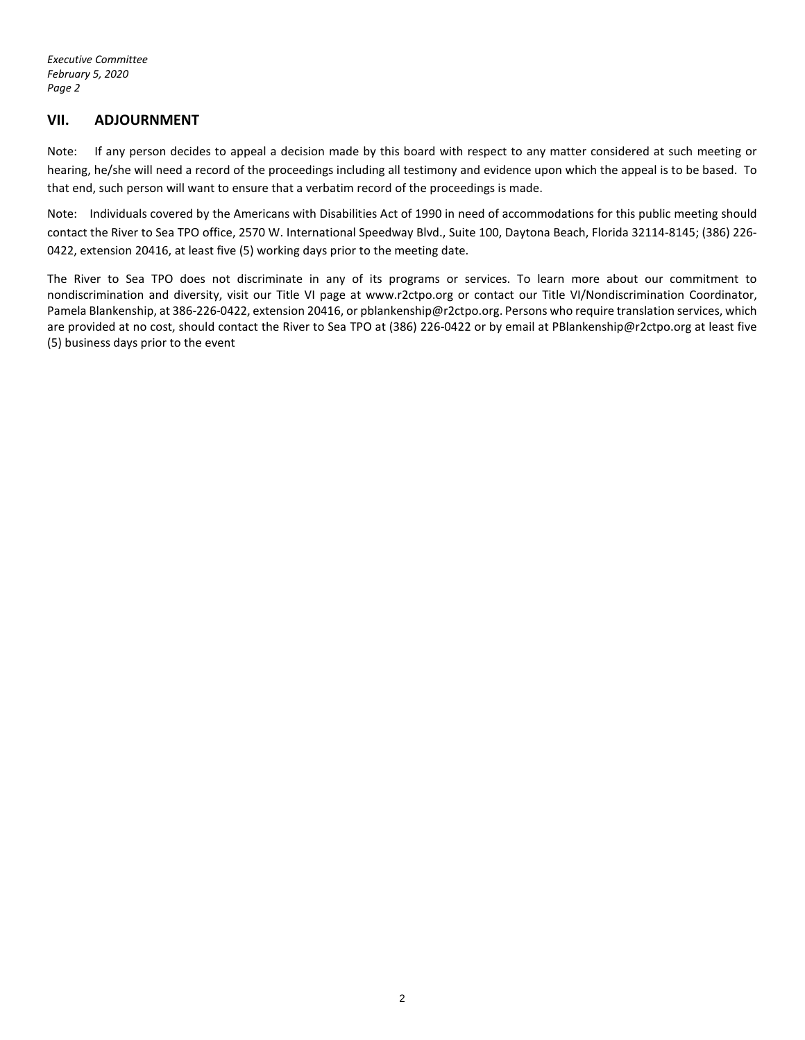## VII. ADJOURNMENT

Note: If any person decides to appeal a decision made by this board with respect to any matter considered at such meeting or hearing, he/she will need a record of the proceedings including all testimony and evidence upon which the appeal is to be based. To that end, such person will want to ensure that a verbatim record of the proceedings is made.

Note: Individuals covered by the Americans with Disabilities Act of 1990 in need of accommodations for this public meeting should contact the River to Sea TPO office, 2570 W. International Speedway Blvd., Suite 100, Daytona Beach, Florida 32114-8145; (386) 226-0422, extension 20416, at least five (5) working days prior to the meeting date.

The River to Sea TPO does not discriminate in any of its programs or services. To learn more about our commitment to nondiscrimination and diversity, visit our Title VI page at www.r2ctpo.org or contact our Title VI/Nondiscrimination Coordinator, Pamela Blankenship, at 386-226-0422, extension 20416, or pblankenship@r2ctpo.org. Persons who require translation services, which are provided at no cost, should contact the River to Sea TPO at (386) 226-0422 or by email at PBlankenship@r2ctpo.org at least five (5) business days prior to the event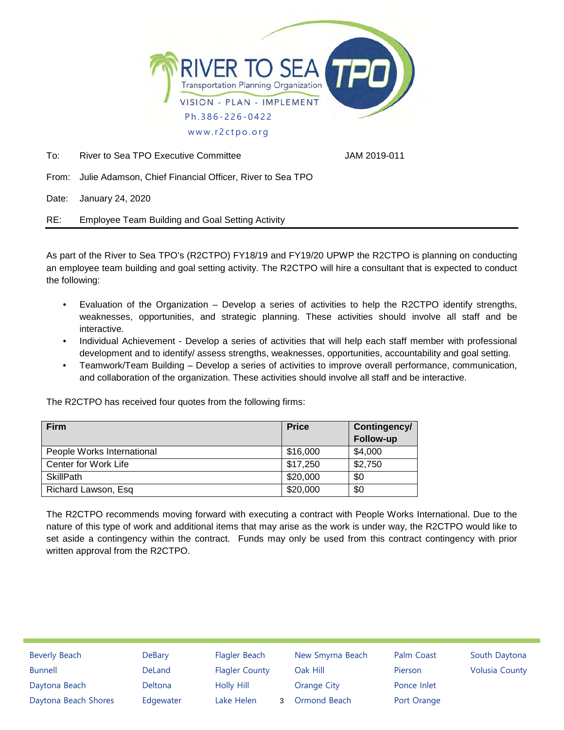RIVER TO SEA TPO
Transportation Planning Organization
VISION - PLAN - IMPLEMENT
Ph.386-226-0422
www.r2ctpo.org

To: River to Sea TPO Executive Committee JAM 2019-011

From: Julie Adamson, Chief Financial Officer, River to Sea TPO

Date: January 24, 2020

RE: Employee Team Building and Goal Setting Activity

---

As part of the River to Sea TPO's (R2CTPO) FY18/19 and FY19/20 UPWP the R2CTPO is planning on conducting an employee team building and goal setting activity. The R2CTPO will hire a consultant that is expected to conduct the following:

- Evaluation of the Organization – Develop a series of activities to help the R2CTPO identify strengths, weaknesses, opportunities, and strategic planning. These activities should involve all staff and be interactive.
- Individual Achievement - Develop a series of activities that will help each staff member with professional development and to identify/ assess strengths, weaknesses, opportunities, accountability and goal setting.
- Teamwork/Team Building – Develop a series of activities to improve overall performance, communication, and collaboration of the organization. These activities should involve all staff and be interactive.

The R2CTPO has received four quotes from the following firms:

| Firm | Price | Contingency/ Follow-up |
|---|---|---|
| People Works International | $16,000 | $4,000 |
| Center for Work Life | $17,250 | $2,750 |
| SkillPath | $20,000 | $0 |
| Richard Lawson, Esq | $20,000 | $0 |

The R2CTPO recommends moving forward with executing a contract with People Works International. Due to the nature of this type of work and additional items that may arise as the work is under way, the R2CTPO would like to set aside a contingency within the contract. Funds may only be used from this contract contingency with prior written approval from the R2CTPO.

Beverly Beach, Bunnell, Daytona Beach, Daytona Beach Shores, DeBary, DeLand, Deltona, Edgewater, Flagler Beach, Flagler County, Holly Hill, Lake Helen, New Smyrna Beach, Oak Hill, Orange City, Ormond Beach, Palm Coast, Pierson, Ponce Inlet, Port Orange, South Daytona, Volusia County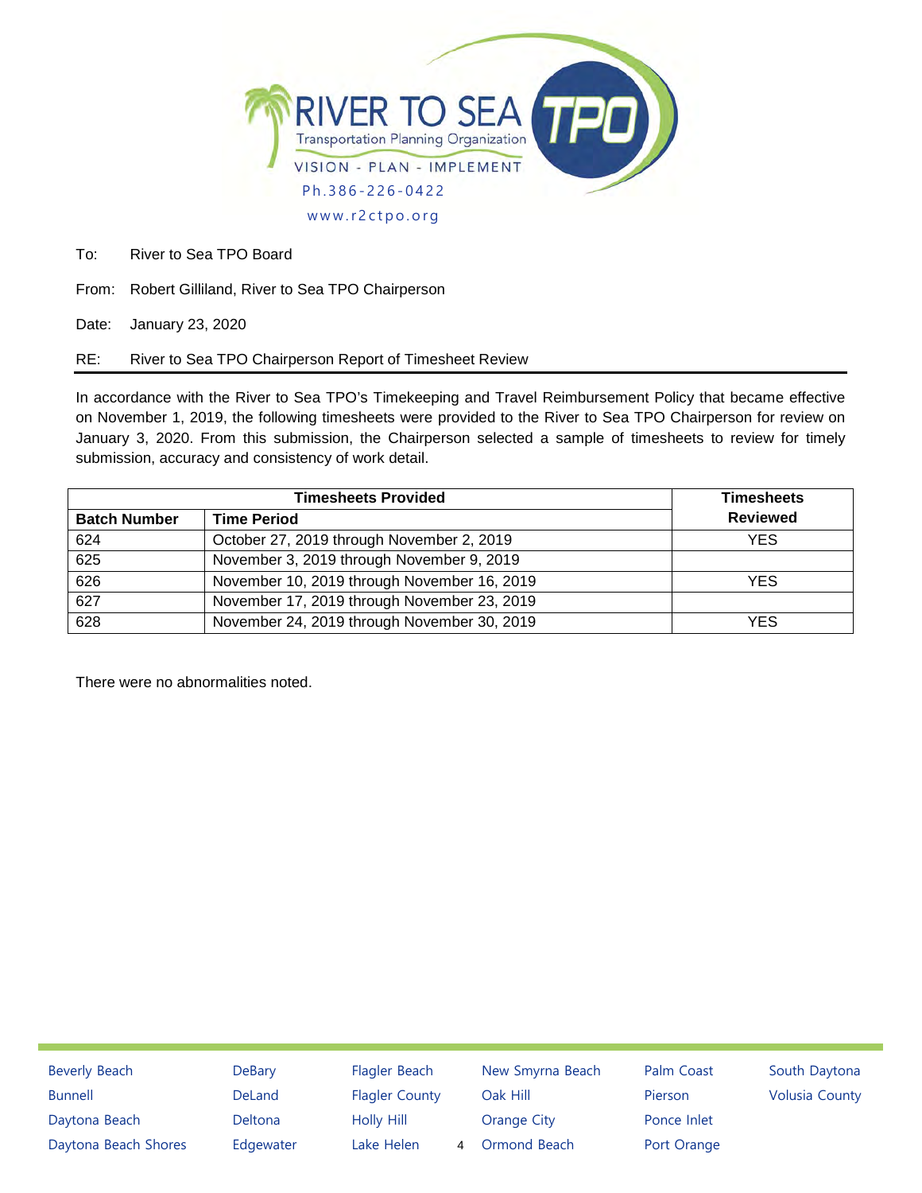RIVER TO SEA TPO
Transportation Planning Organization
VISION - PLAN - IMPLEMENT
Ph.386-226-0422
www.r2ctpo.org

To: River to Sea TPO Board

From: Robert Gilliland, River to Sea TPO Chairperson

Date: January 23, 2020

RE: River to Sea TPO Chairperson Report of Timesheet Review

---

In accordance with the River to Sea TPO's Timekeeping and Travel Reimbursement Policy that became effective on November 1, 2019, the following timesheets were provided to the River to Sea TPO Chairperson for review on January 3, 2020. From this submission, the Chairperson selected a sample of timesheets to review for timely submission, accuracy and consistency of work detail.

| Timesheets Provided | | Timesheets Reviewed |
|---|---|---|
| **Batch Number** | **Time Period** | |
| 624 | October 27, 2019 through November 2, 2019 | YES |
| 625 | November 3, 2019 through November 9, 2019 | |
| 626 | November 10, 2019 through November 16, 2019 | YES |
| 627 | November 17, 2019 through November 23, 2019 | |
| 628 | November 24, 2019 through November 30, 2019 | YES |

There were no abnormalities noted.

Beverly Beach, Bunnell, Daytona Beach, Daytona Beach Shores, DeBary, DeLand, Deltona, Edgewater, Flagler Beach, Flagler County, Holly Hill, Lake Helen, New Smyrna Beach, Oak Hill, Orange City, Ormond Beach, Palm Coast, Pierson, Ponce Inlet, Port Orange, South Daytona, Volusia County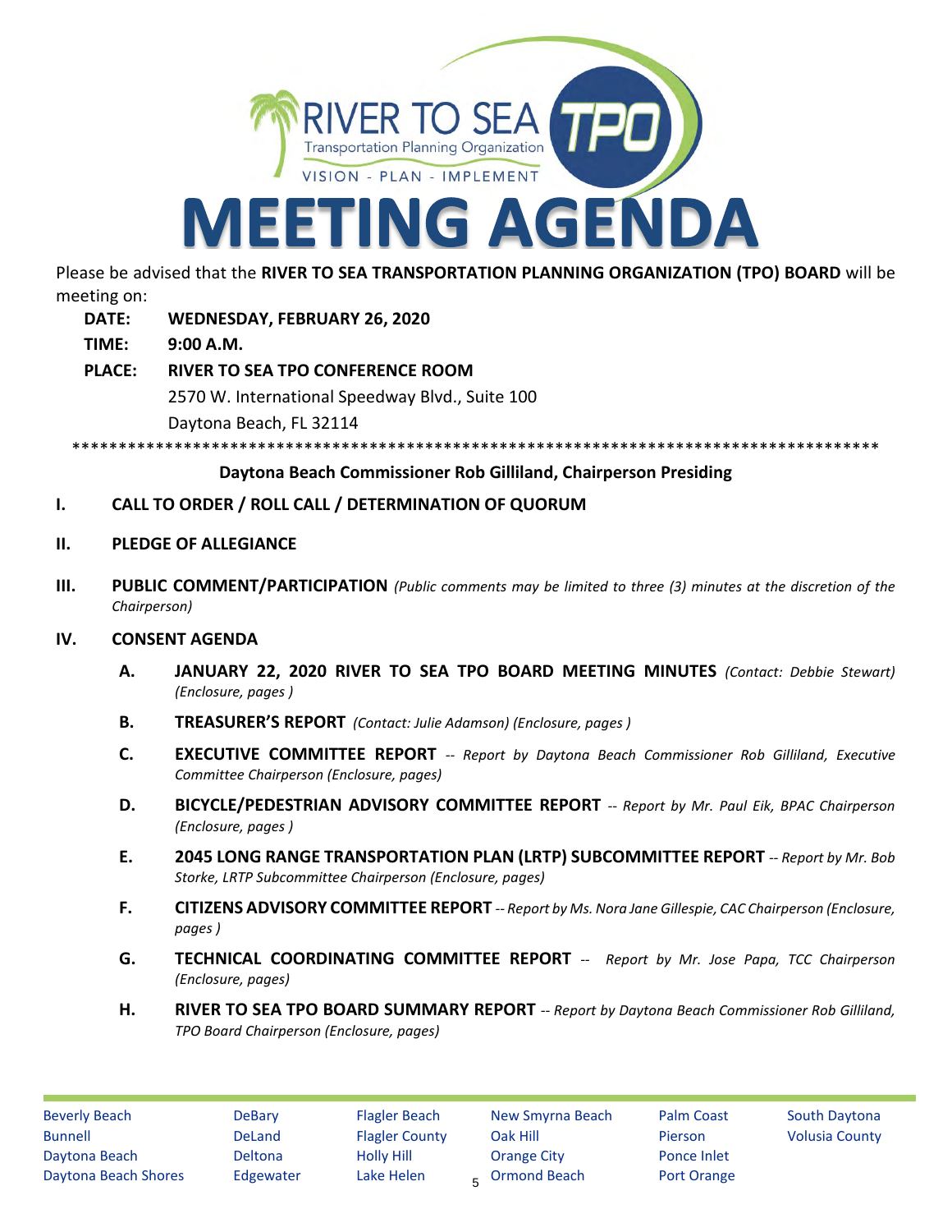# MEETING AGENDA

Please be advised that the **RIVER TO SEA TRANSPORTATION PLANNING ORGANIZATION (TPO) BOARD** will be meeting on:

**DATE:** **WEDNESDAY, FEBRUARY 26, 2020**

**TIME:** **9:00 A.M.**

**PLACE:** **RIVER TO SEA TPO CONFERENCE ROOM**
2570 W. International Speedway Blvd., Suite 100
Daytona Beach, FL 32114

\*\*\*\*\*\*\*\*\*\*\*\*\*\*\*\*\*\*\*\*\*\*\*\*\*\*\*\*\*\*\*\*\*\*\*\*\*\*\*\*\*\*\*\*\*\*\*\*\*\*\*\*\*\*\*\*\*\*\*\*\*\*\*\*\*\*\*\*\*\*\*\*\*\*\*\*\*\*\*\*\*\*\*\*\*\*\*\*\*\*\*\*

**Daytona Beach Commissioner Rob Gilliland, Chairperson Presiding**

**I. CALL TO ORDER / ROLL CALL / DETERMINATION OF QUORUM**

**II. PLEDGE OF ALLEGIANCE**

**III. PUBLIC COMMENT/PARTICIPATION** *(Public comments may be limited to three (3) minutes at the discretion of the Chairperson)*

**IV. CONSENT AGENDA**

**A. JANUARY 22, 2020 RIVER TO SEA TPO BOARD MEETING MINUTES** *(Contact: Debbie Stewart) (Enclosure, pages )*

**B. TREASURER'S REPORT** *(Contact: Julie Adamson) (Enclosure, pages )*

**C. EXECUTIVE COMMITTEE REPORT** *-- Report by Daytona Beach Commissioner Rob Gilliland, Executive Committee Chairperson (Enclosure, pages)*

**D. BICYCLE/PEDESTRIAN ADVISORY COMMITTEE REPORT** *-- Report by Mr. Paul Eik, BPAC Chairperson (Enclosure, pages )*

**E. 2045 LONG RANGE TRANSPORTATION PLAN (LRTP) SUBCOMMITTEE REPORT** *-- Report by Mr. Bob Storke, LRTP Subcommittee Chairperson (Enclosure, pages)*

**F. CITIZENS ADVISORY COMMITTEE REPORT** *-- Report by Ms. Nora Jane Gillespie, CAC Chairperson (Enclosure, pages )*

**G. TECHNICAL COORDINATING COMMITTEE REPORT** *-- Report by Mr. Jose Papa, TCC Chairperson (Enclosure, pages)*

**H. RIVER TO SEA TPO BOARD SUMMARY REPORT** *-- Report by Daytona Beach Commissioner Rob Gilliland, TPO Board Chairperson (Enclosure, pages)*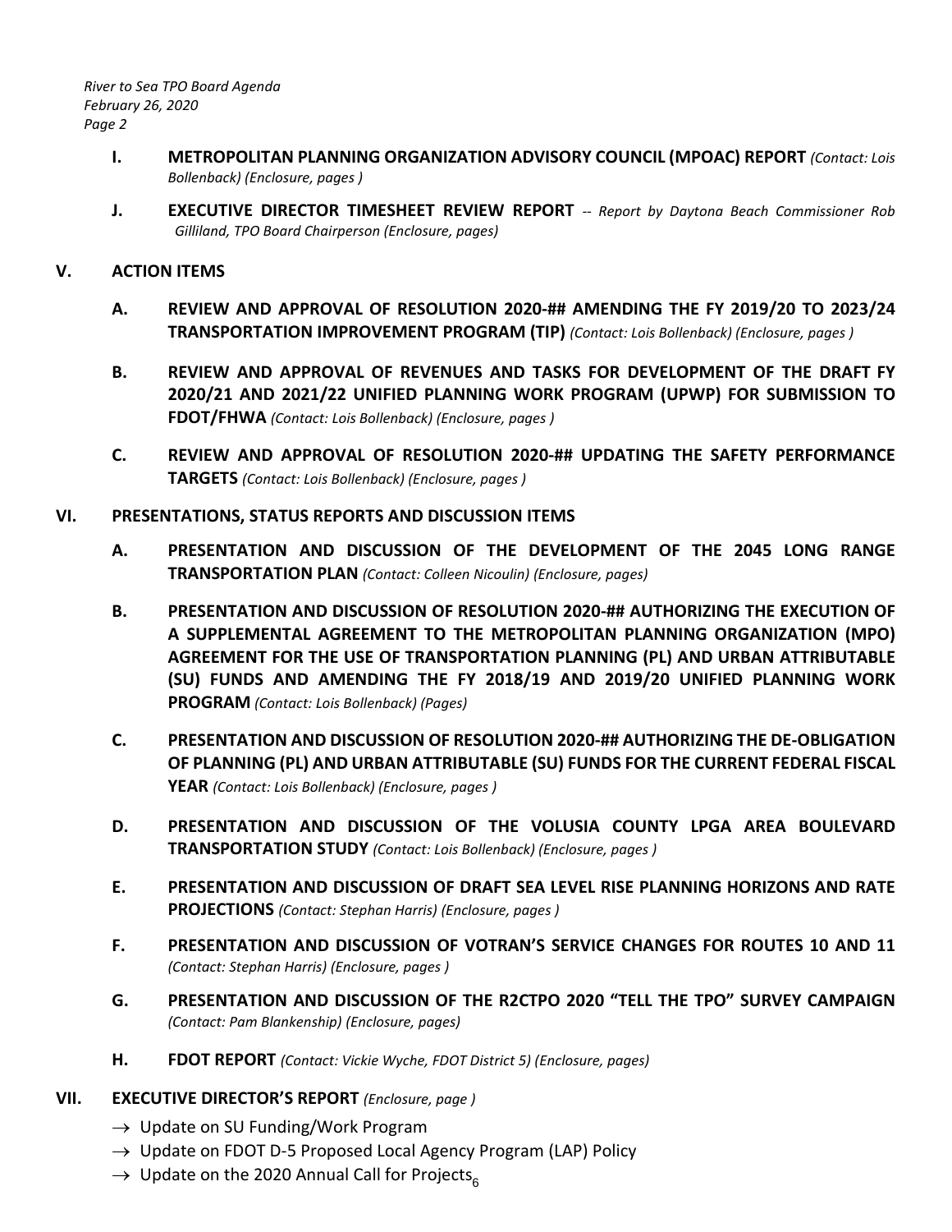- **I. METROPOLITAN PLANNING ORGANIZATION ADVISORY COUNCIL (MPOAC) REPORT** *(Contact: Lois Bollenback) (Enclosure, pages )*

- **J. EXECUTIVE DIRECTOR TIMESHEET REVIEW REPORT** *-- Report by Daytona Beach Commissioner Rob Gilliland, TPO Board Chairperson (Enclosure, pages)*

## V. ACTION ITEMS

- **A. REVIEW AND APPROVAL OF RESOLUTION 2020-## AMENDING THE FY 2019/20 TO 2023/24 TRANSPORTATION IMPROVEMENT PROGRAM (TIP)** *(Contact: Lois Bollenback) (Enclosure, pages )*

- **B. REVIEW AND APPROVAL OF REVENUES AND TASKS FOR DEVELOPMENT OF THE DRAFT FY 2020/21 AND 2021/22 UNIFIED PLANNING WORK PROGRAM (UPWP) FOR SUBMISSION TO FDOT/FHWA** *(Contact: Lois Bollenback) (Enclosure, pages )*

- **C. REVIEW AND APPROVAL OF RESOLUTION 2020-## UPDATING THE SAFETY PERFORMANCE TARGETS** *(Contact: Lois Bollenback) (Enclosure, pages )*

## VI. PRESENTATIONS, STATUS REPORTS AND DISCUSSION ITEMS

- **A. PRESENTATION AND DISCUSSION OF THE DEVELOPMENT OF THE 2045 LONG RANGE TRANSPORTATION PLAN** *(Contact: Colleen Nicoulin) (Enclosure, pages)*

- **B. PRESENTATION AND DISCUSSION OF RESOLUTION 2020-## AUTHORIZING THE EXECUTION OF A SUPPLEMENTAL AGREEMENT TO THE METROPOLITAN PLANNING ORGANIZATION (MPO) AGREEMENT FOR THE USE OF TRANSPORTATION PLANNING (PL) AND URBAN ATTRIBUTABLE (SU) FUNDS AND AMENDING THE FY 2018/19 AND 2019/20 UNIFIED PLANNING WORK PROGRAM** *(Contact: Lois Bollenback) (Pages)*

- **C. PRESENTATION AND DISCUSSION OF RESOLUTION 2020-## AUTHORIZING THE DE-OBLIGATION OF PLANNING (PL) AND URBAN ATTRIBUTABLE (SU) FUNDS FOR THE CURRENT FEDERAL FISCAL YEAR** *(Contact: Lois Bollenback) (Enclosure, pages )*

- **D. PRESENTATION AND DISCUSSION OF THE VOLUSIA COUNTY LPGA AREA BOULEVARD TRANSPORTATION STUDY** *(Contact: Lois Bollenback) (Enclosure, pages )*

- **E. PRESENTATION AND DISCUSSION OF DRAFT SEA LEVEL RISE PLANNING HORIZONS AND RATE PROJECTIONS** *(Contact: Stephan Harris) (Enclosure, pages )*

- **F. PRESENTATION AND DISCUSSION OF VOTRAN'S SERVICE CHANGES FOR ROUTES 10 AND 11** *(Contact: Stephan Harris) (Enclosure, pages )*

- **G. PRESENTATION AND DISCUSSION OF THE R2CTPO 2020 "TELL THE TPO" SURVEY CAMPAIGN** *(Contact: Pam Blankenship) (Enclosure, pages)*

- **H. FDOT REPORT** *(Contact: Vickie Wyche, FDOT District 5) (Enclosure, pages)*

## VII. EXECUTIVE DIRECTOR'S REPORT *(Enclosure, page )*

→ Update on SU Funding/Work Program
→ Update on FDOT D-5 Proposed Local Agency Program (LAP) Policy
→ Update on the 2020 Annual Call for Projects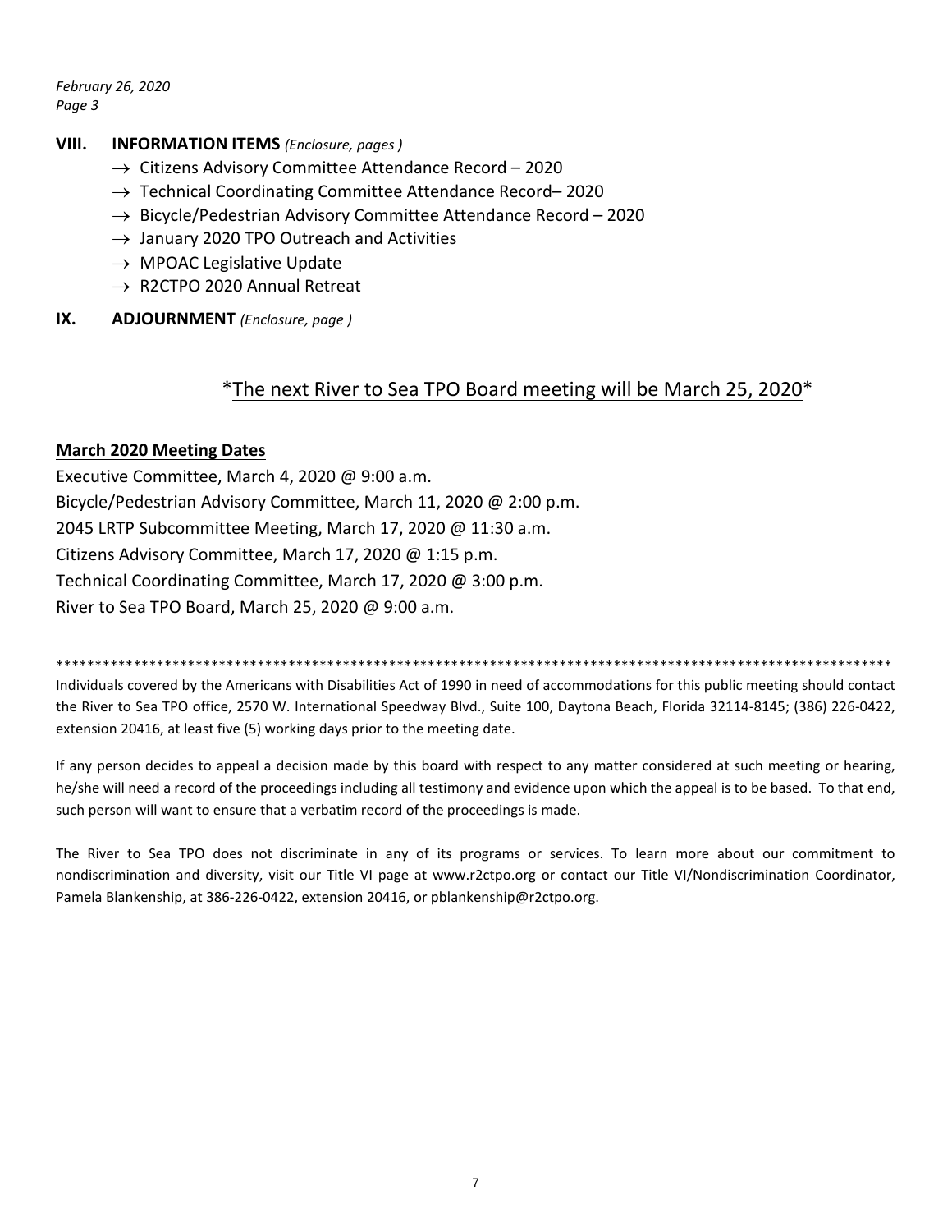### VIII. INFORMATION ITEMS *(Enclosure, pages )*

- → Citizens Advisory Committee Attendance Record – 2020
- → Technical Coordinating Committee Attendance Record– 2020
- → Bicycle/Pedestrian Advisory Committee Attendance Record – 2020
- → January 2020 TPO Outreach and Activities
- → MPOAC Legislative Update
- → R2CTPO 2020 Annual Retreat

### IX. ADJOURNMENT *(Enclosure, page )*

*The next River to Sea TPO Board meeting will be March 25, 2020*

**March 2020 Meeting Dates**

Executive Committee, March 4, 2020 @ 9:00 a.m.
Bicycle/Pedestrian Advisory Committee, March 11, 2020 @ 2:00 p.m.
2045 LRTP Subcommittee Meeting, March 17, 2020 @ 11:30 a.m.
Citizens Advisory Committee, March 17, 2020 @ 1:15 p.m.
Technical Coordinating Committee, March 17, 2020 @ 3:00 p.m.
River to Sea TPO Board, March 25, 2020 @ 9:00 a.m.

***************************************************************************************************************

Individuals covered by the Americans with Disabilities Act of 1990 in need of accommodations for this public meeting should contact the River to Sea TPO office, 2570 W. International Speedway Blvd., Suite 100, Daytona Beach, Florida 32114-8145; (386) 226-0422, extension 20416, at least five (5) working days prior to the meeting date.

If any person decides to appeal a decision made by this board with respect to any matter considered at such meeting or hearing, he/she will need a record of the proceedings including all testimony and evidence upon which the appeal is to be based. To that end, such person will want to ensure that a verbatim record of the proceedings is made.

The River to Sea TPO does not discriminate in any of its programs or services. To learn more about our commitment to nondiscrimination and diversity, visit our Title VI page at www.r2ctpo.org or contact our Title VI/Nondiscrimination Coordinator, Pamela Blankenship, at 386-226-0422, extension 20416, or pblankenship@r2ctpo.org.